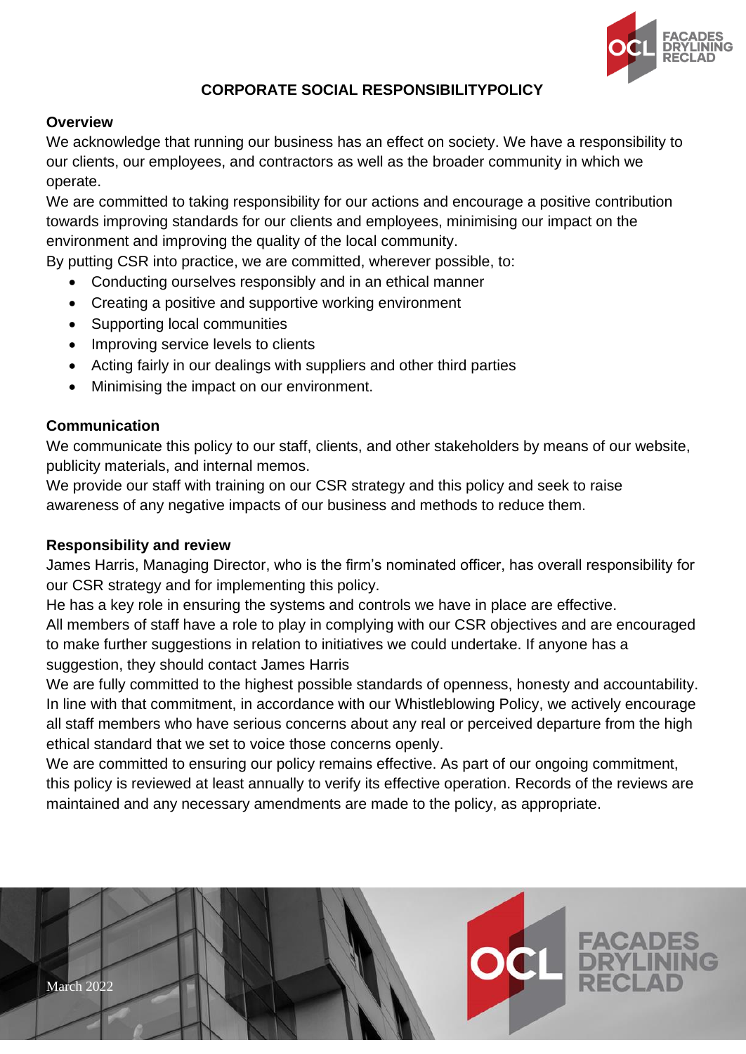# CORPORATE SOCIAL RESPONSIBILITYPOLICY

## Overview

We acknowledge that running our business has an effect on society. We have a responsibility to our clients, our employees, and contractors as well as the broader community in which we operate.

We are committed to taking responsibility for our actions and encourage a positive contribution towards improving standards for our clients and employees, minimising our impact on the environment and improving the quality of the local community.

By putting CSR into practice, we are committed, wherever possible, to:

- Conducting ourselves responsibly and in an ethical manner
- Creating a positive and supportive working environment
- Supporting local communities
- Improving service levels to clients
- Acting fairly in our dealings with suppliers and other third parties
- Minimising the impact on our environment.

## Communication

We communicate this policy to our staff, clients, and other stakeholders by means of our website, publicity materials, and internal memos.

We provide our staff with training on our CSR strategy and this policy and seek to raise awareness of any negative impacts of our business and methods to reduce them.

## Responsibility and review

James Harris, Managing Director, who is the firm's nominated officer, has overall responsibility for our CSR strategy and for implementing this policy.

He has a key role in ensuring the systems and controls we have in place are effective.

All members of staff have a role to play in complying with our CSR objectives and are encouraged to make further suggestions in relation to initiatives we could undertake. If anyone has a suggestion, they should contact James Harris

We are fully committed to the highest possible standards of openness, honesty and accountability. In line with that commitment, in accordance with our Whistleblowing Policy, we actively encourage all staff members who have serious concerns about any real or perceived departure from the high ethical standard that we set to voice those concerns openly.

We are committed to ensuring our policy remains effective. As part of our ongoing commitment, this policy is reviewed at least annually to verify its effective operation. Records of the reviews are maintained and any necessary amendments are made to the policy, as appropriate.

March 2022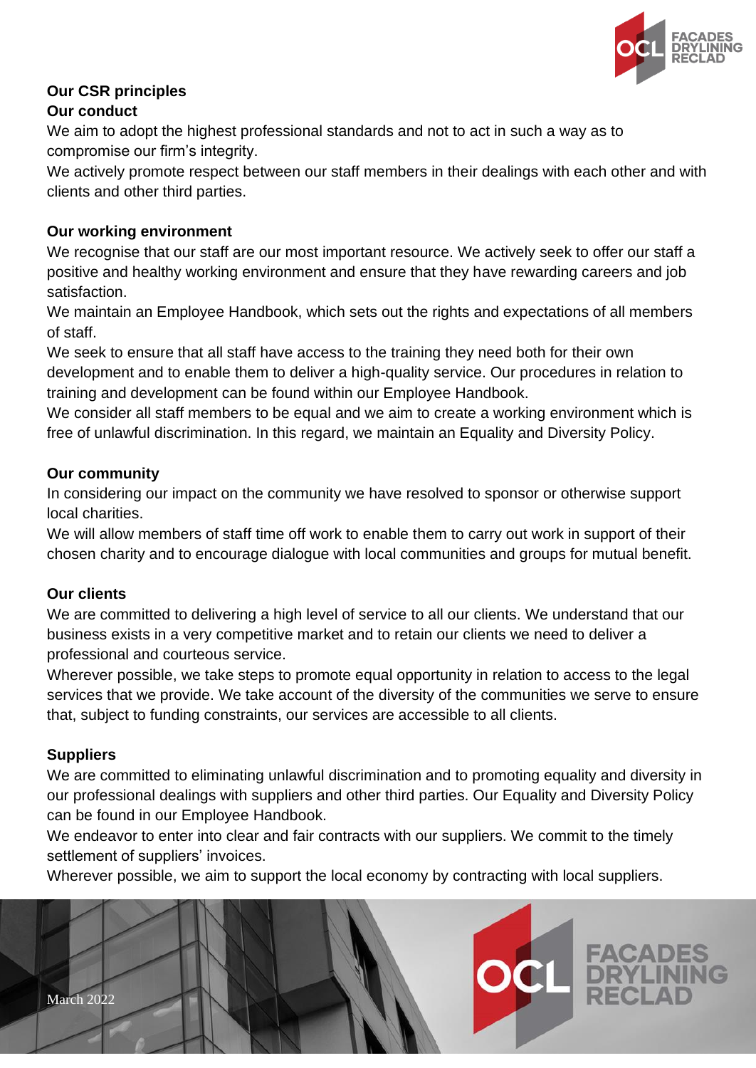## Our CSR principles

### Our conduct

We aim to adopt the highest professional standards and not to act in such a way as to compromise our firm's integrity.

We actively promote respect between our staff members in their dealings with each other and with clients and other third parties.

### Our working environment

We recognise that our staff are our most important resource. We actively seek to offer our staff a positive and healthy working environment and ensure that they have rewarding careers and job satisfaction.

We maintain an Employee Handbook, which sets out the rights and expectations of all members of staff.

We seek to ensure that all staff have access to the training they need both for their own development and to enable them to deliver a high-quality service. Our procedures in relation to training and development can be found within our Employee Handbook.

We consider all staff members to be equal and we aim to create a working environment which is free of unlawful discrimination. In this regard, we maintain an Equality and Diversity Policy.

### Our community

In considering our impact on the community we have resolved to sponsor or otherwise support local charities.

We will allow members of staff time off work to enable them to carry out work in support of their chosen charity and to encourage dialogue with local communities and groups for mutual benefit.

### Our clients

We are committed to delivering a high level of service to all our clients. We understand that our business exists in a very competitive market and to retain our clients we need to deliver a professional and courteous service.

Wherever possible, we take steps to promote equal opportunity in relation to access to the legal services that we provide. We take account of the diversity of the communities we serve to ensure that, subject to funding constraints, our services are accessible to all clients.

### Suppliers

We are committed to eliminating unlawful discrimination and to promoting equality and diversity in our professional dealings with suppliers and other third parties. Our Equality and Diversity Policy can be found in our Employee Handbook.

We endeavor to enter into clear and fair contracts with our suppliers. We commit to the timely settlement of suppliers' invoices.

Wherever possible, we aim to support the local economy by contracting with local suppliers.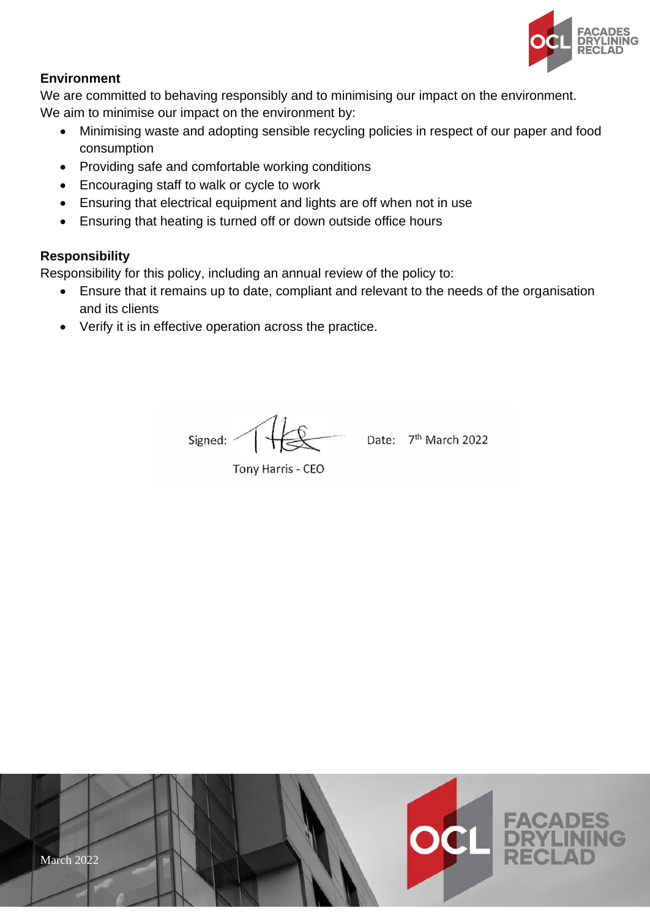**Environment**

We are committed to behaving responsibly and to minimising our impact on the environment.
We aim to minimise our impact on the environment by:

- Minimising waste and adopting sensible recycling policies in respect of our paper and food consumption
- Providing safe and comfortable working conditions
- Encouraging staff to walk or cycle to work
- Ensuring that electrical equipment and lights are off when not in use
- Ensuring that heating is turned off or down outside office hours

**Responsibility**

Responsibility for this policy, including an annual review of the policy to:

- Ensure that it remains up to date, compliant and relevant to the needs of the organisation and its clients
- Verify it is in effective operation across the practice.

Signed: Date: 7th March 2022

Tony Harris - CEO